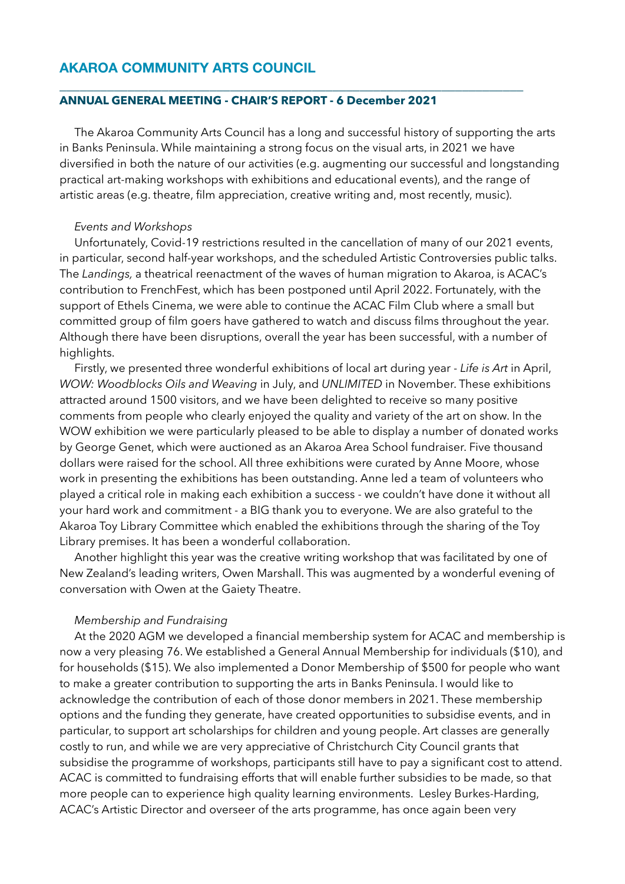# AKAROA COMMUNITY ARTS COUNCIL

## ANNUAL GENERAL MEETING - CHAIR'S REPORT - 6 December 2021

The Akaroa Community Arts Council has a long and successful history of supporting the arts in Banks Peninsula. While maintaining a strong focus on the visual arts, in 2021 we have diversified in both the nature of our activities (e.g. augmenting our successful and longstanding practical art-making workshops with exhibitions and educational events), and the range of artistic areas (e.g. theatre, film appreciation, creative writing and, most recently, music).

*Events and Workshops*

Unfortunately, Covid-19 restrictions resulted in the cancellation of many of our 2021 events, in particular, second half-year workshops, and the scheduled Artistic Controversies public talks. The *Landings,* a theatrical reenactment of the waves of human migration to Akaroa, is ACAC's contribution to FrenchFest, which has been postponed until April 2022. Fortunately, with the support of Ethels Cinema, we were able to continue the ACAC Film Club where a small but committed group of film goers have gathered to watch and discuss films throughout the year. Although there have been disruptions, overall the year has been successful, with a number of highlights.

Firstly, we presented three wonderful exhibitions of local art during year - *Life is Art* in April, *WOW: Woodblocks Oils and Weaving* in July, and *UNLIMITED* in November. These exhibitions attracted around 1500 visitors, and we have been delighted to receive so many positive comments from people who clearly enjoyed the quality and variety of the art on show. In the WOW exhibition we were particularly pleased to be able to display a number of donated works by George Genet, which were auctioned as an Akaroa Area School fundraiser. Five thousand dollars were raised for the school. All three exhibitions were curated by Anne Moore, whose work in presenting the exhibitions has been outstanding. Anne led a team of volunteers who played a critical role in making each exhibition a success - we couldn't have done it without all your hard work and commitment - a BIG thank you to everyone. We are also grateful to the Akaroa Toy Library Committee which enabled the exhibitions through the sharing of the Toy Library premises. It has been a wonderful collaboration.

Another highlight this year was the creative writing workshop that was facilitated by one of New Zealand's leading writers, Owen Marshall. This was augmented by a wonderful evening of conversation with Owen at the Gaiety Theatre.

*Membership and Fundraising*

At the 2020 AGM we developed a financial membership system for ACAC and membership is now a very pleasing 76. We established a General Annual Membership for individuals ($10), and for households ($15). We also implemented a Donor Membership of $500 for people who want to make a greater contribution to supporting the arts in Banks Peninsula. I would like to acknowledge the contribution of each of those donor members in 2021. These membership options and the funding they generate, have created opportunities to subsidise events, and in particular, to support art scholarships for children and young people. Art classes are generally costly to run, and while we are very appreciative of Christchurch City Council grants that subsidise the programme of workshops, participants still have to pay a significant cost to attend. ACAC is committed to fundraising efforts that will enable further subsidies to be made, so that more people can to experience high quality learning environments. Lesley Burkes-Harding, ACAC's Artistic Director and overseer of the arts programme, has once again been very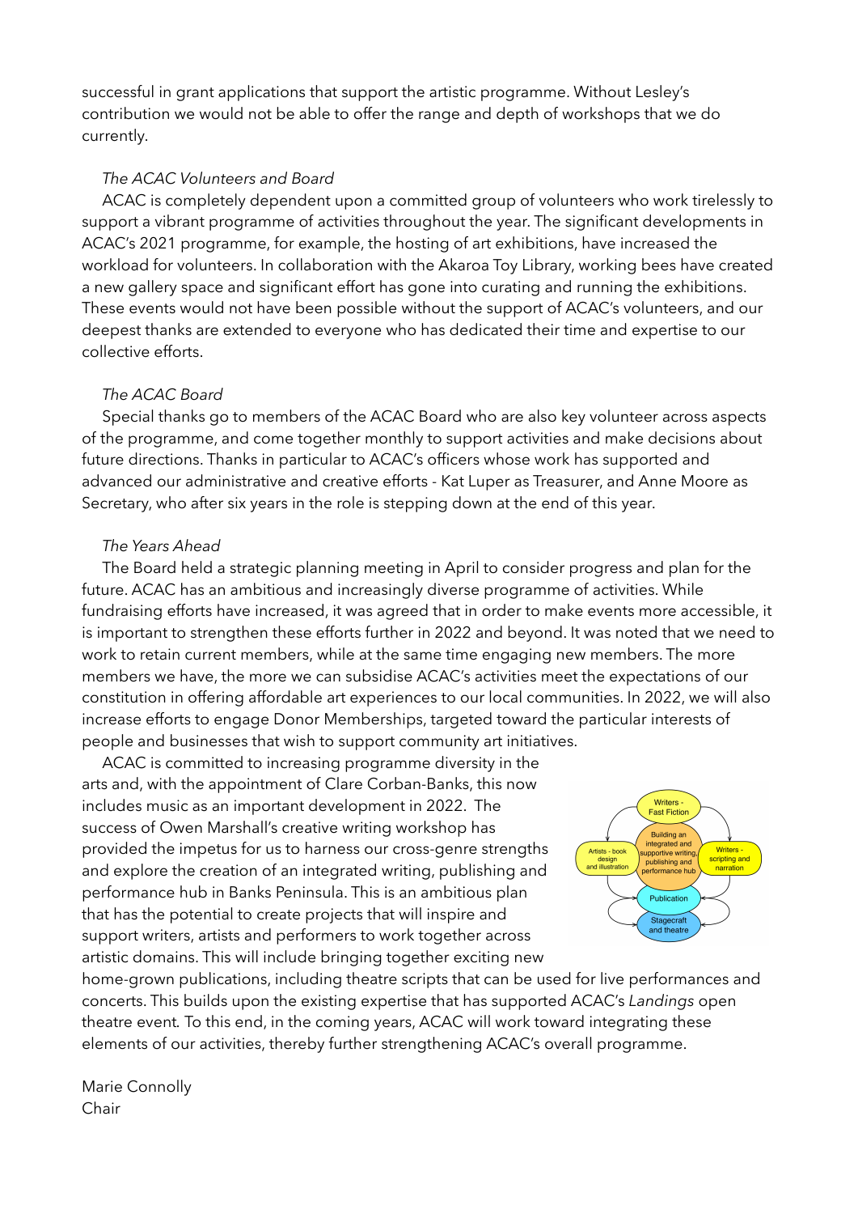successful in grant applications that support the artistic programme. Without Lesley's contribution we would not be able to offer the range and depth of workshops that we do currently.

*The ACAC Volunteers and Board*

ACAC is completely dependent upon a committed group of volunteers who work tirelessly to support a vibrant programme of activities throughout the year. The significant developments in ACAC's 2021 programme, for example, the hosting of art exhibitions, have increased the workload for volunteers. In collaboration with the Akaroa Toy Library, working bees have created a new gallery space and significant effort has gone into curating and running the exhibitions. These events would not have been possible without the support of ACAC's volunteers, and our deepest thanks are extended to everyone who has dedicated their time and expertise to our collective efforts.

*The ACAC Board*

Special thanks go to members of the ACAC Board who are also key volunteer across aspects of the programme, and come together monthly to support activities and make decisions about future directions. Thanks in particular to ACAC's officers whose work has supported and advanced our administrative and creative efforts - Kat Luper as Treasurer, and Anne Moore as Secretary, who after six years in the role is stepping down at the end of this year.

*The Years Ahead*

The Board held a strategic planning meeting in April to consider progress and plan for the future. ACAC has an ambitious and increasingly diverse programme of activities. While fundraising efforts have increased, it was agreed that in order to make events more accessible, it is important to strengthen these efforts further in 2022 and beyond. It was noted that we need to work to retain current members, while at the same time engaging new members. The more members we have, the more we can subsidise ACAC's activities meet the expectations of our constitution in offering affordable art experiences to our local communities. In 2022, we will also increase efforts to engage Donor Memberships, targeted toward the particular interests of people and businesses that wish to support community art initiatives.

ACAC is committed to increasing programme diversity in the arts and, with the appointment of Clare Corban-Banks, this now includes music as an important development in 2022. The success of Owen Marshall's creative writing workshop has provided the impetus for us to harness our cross-genre strengths and explore the creation of an integrated writing, publishing and performance hub in Banks Peninsula. This is an ambitious plan that has the potential to create projects that will inspire and support writers, artists and performers to work together across artistic domains. This will include bringing together exciting new home-grown publications, including theatre scripts that can be used for live performances and concerts. This builds upon the existing expertise that has supported ACAC's *Landings* open theatre event. To this end, in the coming years, ACAC will work toward integrating these elements of our activities, thereby further strengthening ACAC's overall programme.

Writers - Fast Fiction

Building an integrated and supportive writing, publishing and performance hub

Artists - book design and illustration

Writers - scripting and narration

Publication

Stagecraft and theatre

Marie Connolly
Chair